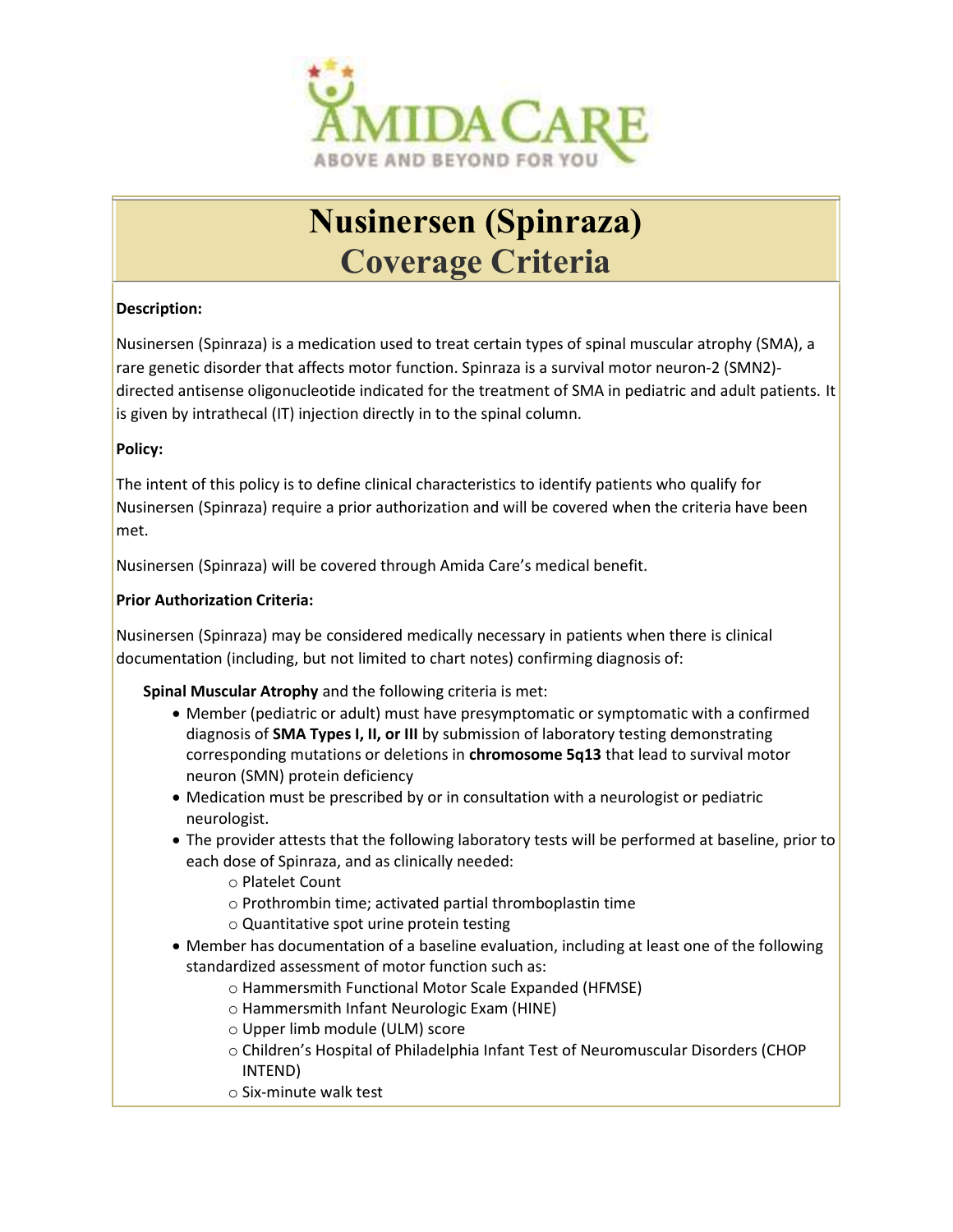# Nusinersen (Spinraza) Coverage Criteria

**Description:**

Nusinersen (Spinraza) is a medication used to treat certain types of spinal muscular atrophy (SMA), a rare genetic disorder that affects motor function. Spinraza is a survival motor neuron-2 (SMN2)-directed antisense oligonucleotide indicated for the treatment of SMA in pediatric and adult patients. It is given by intrathecal (IT) injection directly in to the spinal column.

**Policy:**

The intent of this policy is to define clinical characteristics to identify patients who qualify for Nusinersen (Spinraza) require a prior authorization and will be covered when the criteria have been met.

Nusinersen (Spinraza) will be covered through Amida Care's medical benefit.

**Prior Authorization Criteria:**

Nusinersen (Spinraza) may be considered medically necessary in patients when there is clinical documentation (including, but not limited to chart notes) confirming diagnosis of:

**Spinal Muscular Atrophy** and the following criteria is met:

- Member (pediatric or adult) must have presymptomatic or symptomatic with a confirmed diagnosis of **SMA Types I, II, or III** by submission of laboratory testing demonstrating corresponding mutations or deletions in **chromosome 5q13** that lead to survival motor neuron (SMN) protein deficiency
- Medication must be prescribed by or in consultation with a neurologist or pediatric neurologist.
- The provider attests that the following laboratory tests will be performed at baseline, prior to each dose of Spinraza, and as clinically needed:
  - Platelet Count
  - Prothrombin time; activated partial thromboplastin time
  - Quantitative spot urine protein testing
- Member has documentation of a baseline evaluation, including at least one of the following standardized assessment of motor function such as:
  - Hammersmith Functional Motor Scale Expanded (HFMSE)
  - Hammersmith Infant Neurologic Exam (HINE)
  - Upper limb module (ULM) score
  - Children's Hospital of Philadelphia Infant Test of Neuromuscular Disorders (CHOP INTEND)
  - Six-minute walk test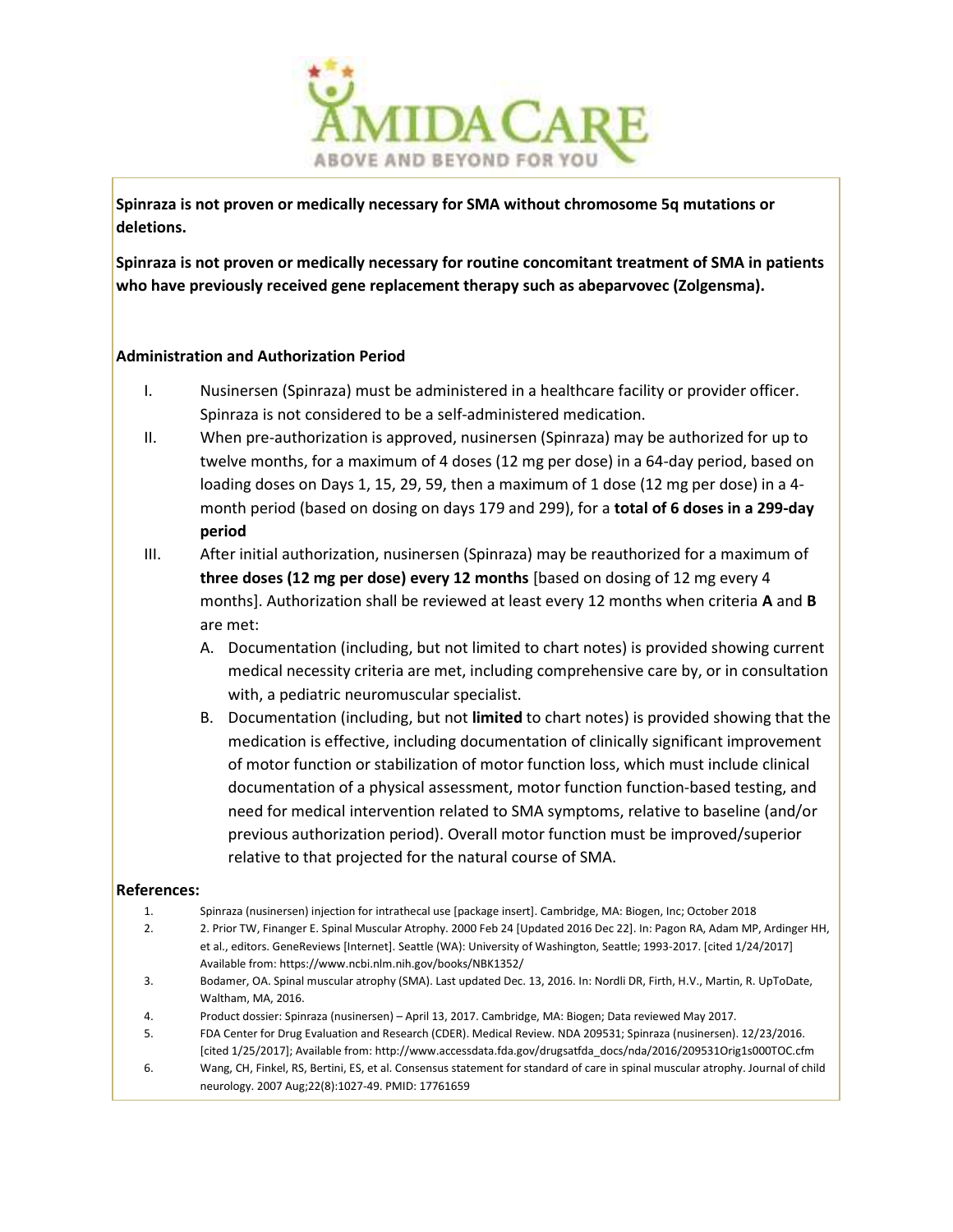**Spinraza is not proven or medically necessary for SMA without chromosome 5q mutations or deletions.**

**Spinraza is not proven or medically necessary for routine concomitant treatment of SMA in patients who have previously received gene replacement therapy such as abeparvovec (Zolgensma).**

**Administration and Authorization Period**

I. Nusinersen (Spinraza) must be administered in a healthcare facility or provider officer. Spinraza is not considered to be a self-administered medication.

II. When pre-authorization is approved, nusinersen (Spinraza) may be authorized for up to twelve months, for a maximum of 4 doses (12 mg per dose) in a 64-day period, based on loading doses on Days 1, 15, 29, 59, then a maximum of 1 dose (12 mg per dose) in a 4-month period (based on dosing on days 179 and 299), for a **total of 6 doses in a 299-day period**

III. After initial authorization, nusinersen (Spinraza) may be reauthorized for a maximum of **three doses (12 mg per dose) every 12 months** [based on dosing of 12 mg every 4 months]. Authorization shall be reviewed at least every 12 months when criteria **A** and **B** are met:

   A. Documentation (including, but not limited to chart notes) is provided showing current medical necessity criteria are met, including comprehensive care by, or in consultation with, a pediatric neuromuscular specialist.

   B. Documentation (including, but not **limited** to chart notes) is provided showing that the medication is effective, including documentation of clinically significant improvement of motor function or stabilization of motor function loss, which must include clinical documentation of a physical assessment, motor function function-based testing, and need for medical intervention related to SMA symptoms, relative to baseline (and/or previous authorization period). Overall motor function must be improved/superior relative to that projected for the natural course of SMA.

**References:**

1. Spinraza (nusinersen) injection for intrathecal use [package insert]. Cambridge, MA: Biogen, Inc; October 2018
2. 2. Prior TW, Finanger E. Spinal Muscular Atrophy. 2000 Feb 24 [Updated 2016 Dec 22]. In: Pagon RA, Adam MP, Ardinger HH, et al., editors. GeneReviews [Internet]. Seattle (WA): University of Washington, Seattle; 1993-2017. [cited 1/24/2017] Available from: https://www.ncbi.nlm.nih.gov/books/NBK1352/
3. Bodamer, OA. Spinal muscular atrophy (SMA). Last updated Dec. 13, 2016. In: Nordli DR, Firth, H.V., Martin, R. UpToDate, Waltham, MA, 2016.
4. Product dossier: Spinraza (nusinersen) – April 13, 2017. Cambridge, MA: Biogen; Data reviewed May 2017.
5. FDA Center for Drug Evaluation and Research (CDER). Medical Review. NDA 209531; Spinraza (nusinersen). 12/23/2016. [cited 1/25/2017]; Available from: http://www.accessdata.fda.gov/drugsatfda_docs/nda/2016/209531Orig1s000TOC.cfm
6. Wang, CH, Finkel, RS, Bertini, ES, et al. Consensus statement for standard of care in spinal muscular atrophy. Journal of child neurology. 2007 Aug;22(8):1027-49. PMID: 17761659